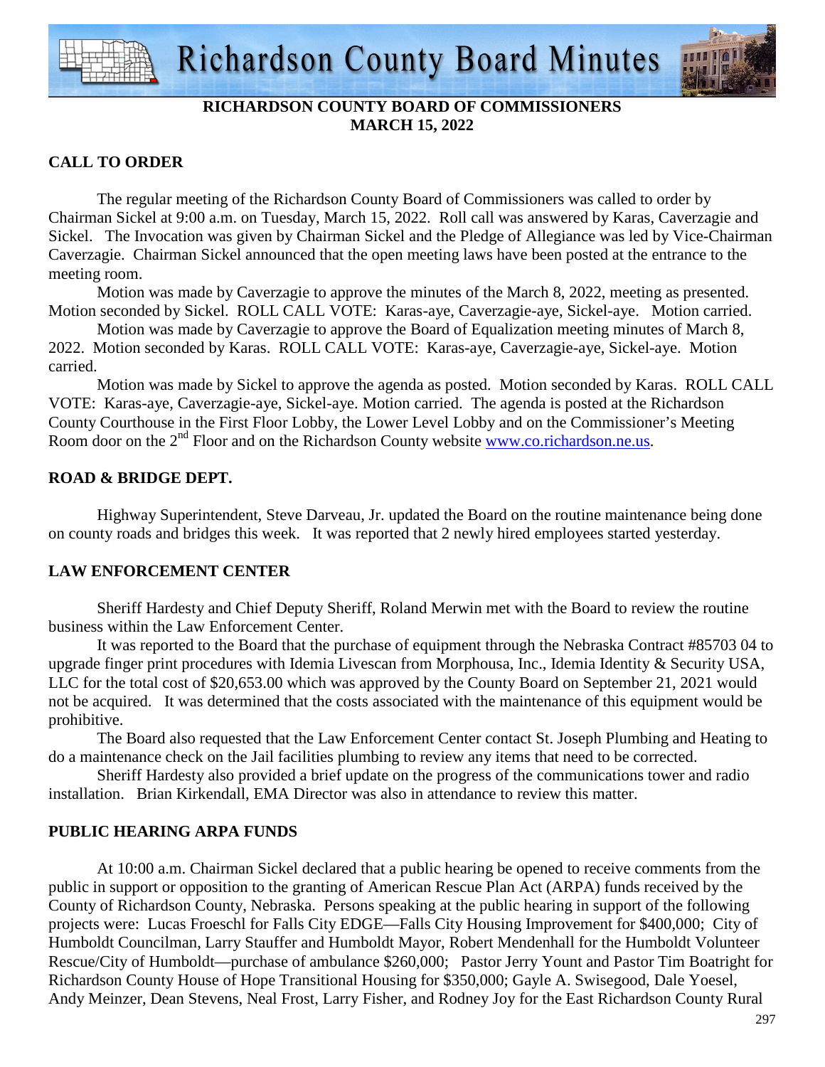# Richardson County Board Minutes

**RICHARDSON COUNTY BOARD OF COMMISSIONERS**
**MARCH 15, 2022**

## CALL TO ORDER

The regular meeting of the Richardson County Board of Commissioners was called to order by Chairman Sickel at 9:00 a.m. on Tuesday, March 15, 2022. Roll call was answered by Karas, Caverzagie and Sickel. The Invocation was given by Chairman Sickel and the Pledge of Allegiance was led by Vice-Chairman Caverzagie. Chairman Sickel announced that the open meeting laws have been posted at the entrance to the meeting room.

Motion was made by Caverzagie to approve the minutes of the March 8, 2022, meeting as presented. Motion seconded by Sickel. ROLL CALL VOTE: Karas-aye, Caverzagie-aye, Sickel-aye. Motion carried.

Motion was made by Caverzagie to approve the Board of Equalization meeting minutes of March 8, 2022. Motion seconded by Karas. ROLL CALL VOTE: Karas-aye, Caverzagie-aye, Sickel-aye. Motion carried.

Motion was made by Sickel to approve the agenda as posted. Motion seconded by Karas. ROLL CALL VOTE: Karas-aye, Caverzagie-aye, Sickel-aye. Motion carried. The agenda is posted at the Richardson County Courthouse in the First Floor Lobby, the Lower Level Lobby and on the Commissioner's Meeting Room door on the 2nd Floor and on the Richardson County website www.co.richardson.ne.us.

## ROAD & BRIDGE DEPT.

Highway Superintendent, Steve Darveau, Jr. updated the Board on the routine maintenance being done on county roads and bridges this week. It was reported that 2 newly hired employees started yesterday.

## LAW ENFORCEMENT CENTER

Sheriff Hardesty and Chief Deputy Sheriff, Roland Merwin met with the Board to review the routine business within the Law Enforcement Center.

It was reported to the Board that the purchase of equipment through the Nebraska Contract #85703 04 to upgrade finger print procedures with Idemia Livescan from Morphousa, Inc., Idemia Identity & Security USA, LLC for the total cost of $20,653.00 which was approved by the County Board on September 21, 2021 would not be acquired. It was determined that the costs associated with the maintenance of this equipment would be prohibitive.

The Board also requested that the Law Enforcement Center contact St. Joseph Plumbing and Heating to do a maintenance check on the Jail facilities plumbing to review any items that need to be corrected.

Sheriff Hardesty also provided a brief update on the progress of the communications tower and radio installation. Brian Kirkendall, EMA Director was also in attendance to review this matter.

## PUBLIC HEARING ARPA FUNDS

At 10:00 a.m. Chairman Sickel declared that a public hearing be opened to receive comments from the public in support or opposition to the granting of American Rescue Plan Act (ARPA) funds received by the County of Richardson County, Nebraska. Persons speaking at the public hearing in support of the following projects were: Lucas Froeschl for Falls City EDGE—Falls City Housing Improvement for $400,000; City of Humboldt Councilman, Larry Stauffer and Humboldt Mayor, Robert Mendenhall for the Humboldt Volunteer Rescue/City of Humboldt—purchase of ambulance $260,000; Pastor Jerry Yount and Pastor Tim Boatright for Richardson County House of Hope Transitional Housing for $350,000; Gayle A. Swisegood, Dale Yoesel, Andy Meinzer, Dean Stevens, Neal Frost, Larry Fisher, and Rodney Joy for the East Richardson County Rural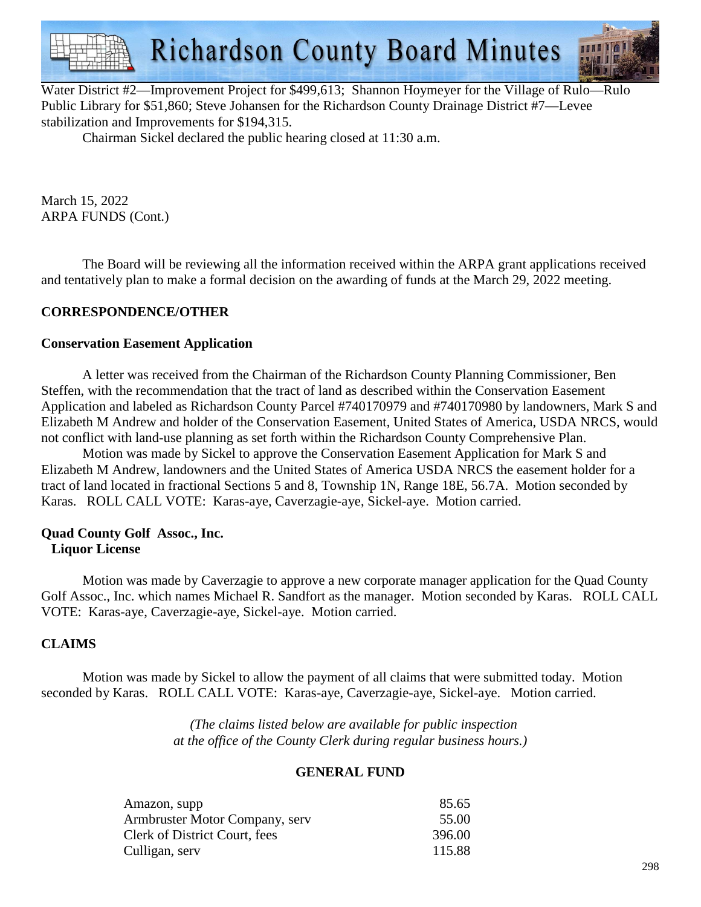Water District #2—Improvement Project for $499,613; Shannon Hoymeyer for the Village of Rulo—Rulo Public Library for $51,860; Steve Johansen for the Richardson County Drainage District #7—Levee stabilization and Improvements for $194,315.

Chairman Sickel declared the public hearing closed at 11:30 a.m.

March 15, 2022
ARPA FUNDS (Cont.)

The Board will be reviewing all the information received within the ARPA grant applications received and tentatively plan to make a formal decision on the awarding of funds at the March 29, 2022 meeting.

## CORRESPONDENCE/OTHER

### Conservation Easement Application

A letter was received from the Chairman of the Richardson County Planning Commissioner, Ben Steffen, with the recommendation that the tract of land as described within the Conservation Easement Application and labeled as Richardson County Parcel #740170979 and #740170980 by landowners, Mark S and Elizabeth M Andrew and holder of the Conservation Easement, United States of America, USDA NRCS, would not conflict with land-use planning as set forth within the Richardson County Comprehensive Plan.

Motion was made by Sickel to approve the Conservation Easement Application for Mark S and Elizabeth M Andrew, landowners and the United States of America USDA NRCS the easement holder for a tract of land located in fractional Sections 5 and 8, Township 1N, Range 18E, 56.7A. Motion seconded by Karas. ROLL CALL VOTE: Karas-aye, Caverzagie-aye, Sickel-aye. Motion carried.

### Quad County Golf Assoc., Inc.
### Liquor License

Motion was made by Caverzagie to approve a new corporate manager application for the Quad County Golf Assoc., Inc. which names Michael R. Sandfort as the manager. Motion seconded by Karas. ROLL CALL VOTE: Karas-aye, Caverzagie-aye, Sickel-aye. Motion carried.

## CLAIMS

Motion was made by Sickel to allow the payment of all claims that were submitted today. Motion seconded by Karas. ROLL CALL VOTE: Karas-aye, Caverzagie-aye, Sickel-aye. Motion carried.

*(The claims listed below are available for public inspection at the office of the County Clerk during regular business hours.)*

### GENERAL FUND

| | |
|---|---:|
| Amazon, supp | 85.65 |
| Armbruster Motor Company, serv | 55.00 |
| Clerk of District Court, fees | 396.00 |
| Culligan, serv | 115.88 |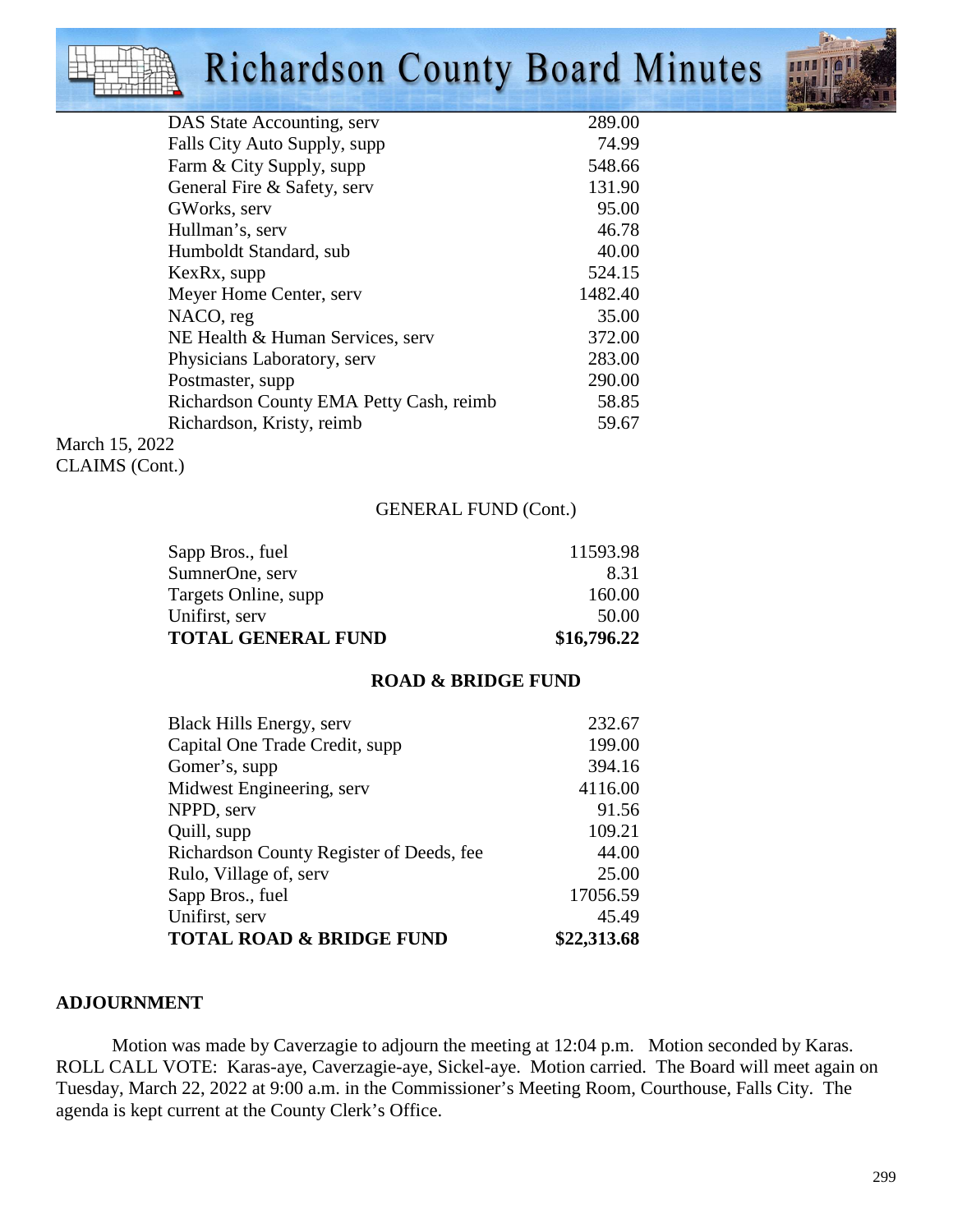| | |
|---|---|
| DAS State Accounting, serv | 289.00 |
| Falls City Auto Supply, supp | 74.99 |
| Farm & City Supply, supp | 548.66 |
| General Fire & Safety, serv | 131.90 |
| GWorks, serv | 95.00 |
| Hullman's, serv | 46.78 |
| Humboldt Standard, sub | 40.00 |
| KexRx, supp | 524.15 |
| Meyer Home Center, serv | 1482.40 |
| NACO, reg | 35.00 |
| NE Health & Human Services, serv | 372.00 |
| Physicians Laboratory, serv | 283.00 |
| Postmaster, supp | 290.00 |
| Richardson County EMA Petty Cash, reimb | 58.85 |
| Richardson, Kristy, reimb | 59.67 |

March 15, 2022
CLAIMS (Cont.)

GENERAL FUND (Cont.)

| | |
|---|---|
| Sapp Bros., fuel | 11593.98 |
| SumnerOne, serv | 8.31 |
| Targets Online, supp | 160.00 |
| Unifirst, serv | 50.00 |
| **TOTAL GENERAL FUND** | **$16,796.22** |

**ROAD & BRIDGE FUND**

| | |
|---|---|
| Black Hills Energy, serv | 232.67 |
| Capital One Trade Credit, supp | 199.00 |
| Gomer's, supp | 394.16 |
| Midwest Engineering, serv | 4116.00 |
| NPPD, serv | 91.56 |
| Quill, supp | 109.21 |
| Richardson County Register of Deeds, fee | 44.00 |
| Rulo, Village of, serv | 25.00 |
| Sapp Bros., fuel | 17056.59 |
| Unifirst, serv | 45.49 |
| **TOTAL ROAD & BRIDGE FUND** | **$22,313.68** |

**ADJOURNMENT**

Motion was made by Caverzagie to adjourn the meeting at 12:04 p.m. Motion seconded by Karas. ROLL CALL VOTE: Karas-aye, Caverzagie-aye, Sickel-aye. Motion carried. The Board will meet again on Tuesday, March 22, 2022 at 9:00 a.m. in the Commissioner's Meeting Room, Courthouse, Falls City. The agenda is kept current at the County Clerk's Office.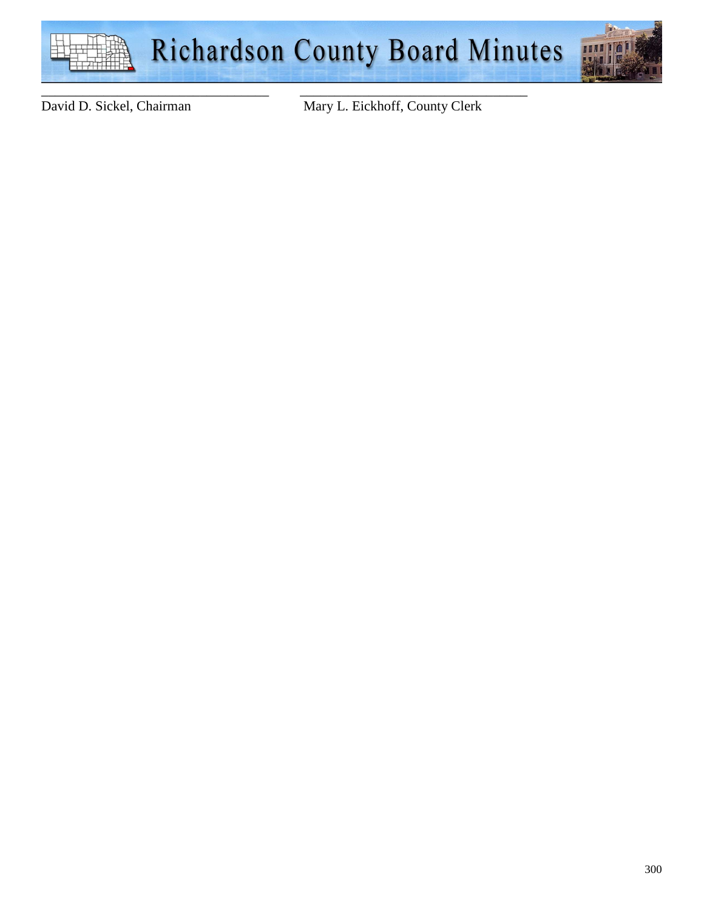\_\_\_\_\_\_\_\_\_\_\_\_\_\_\_\_\_\_\_\_\_\_\_\_\_\_\_\_\_\_\_\_ \_\_\_\_\_\_\_\_\_\_\_\_\_\_\_\_\_\_\_\_\_\_\_\_\_\_\_\_\_\_\_\_

David D. Sickel, Chairman Mary L. Eickhoff, County Clerk